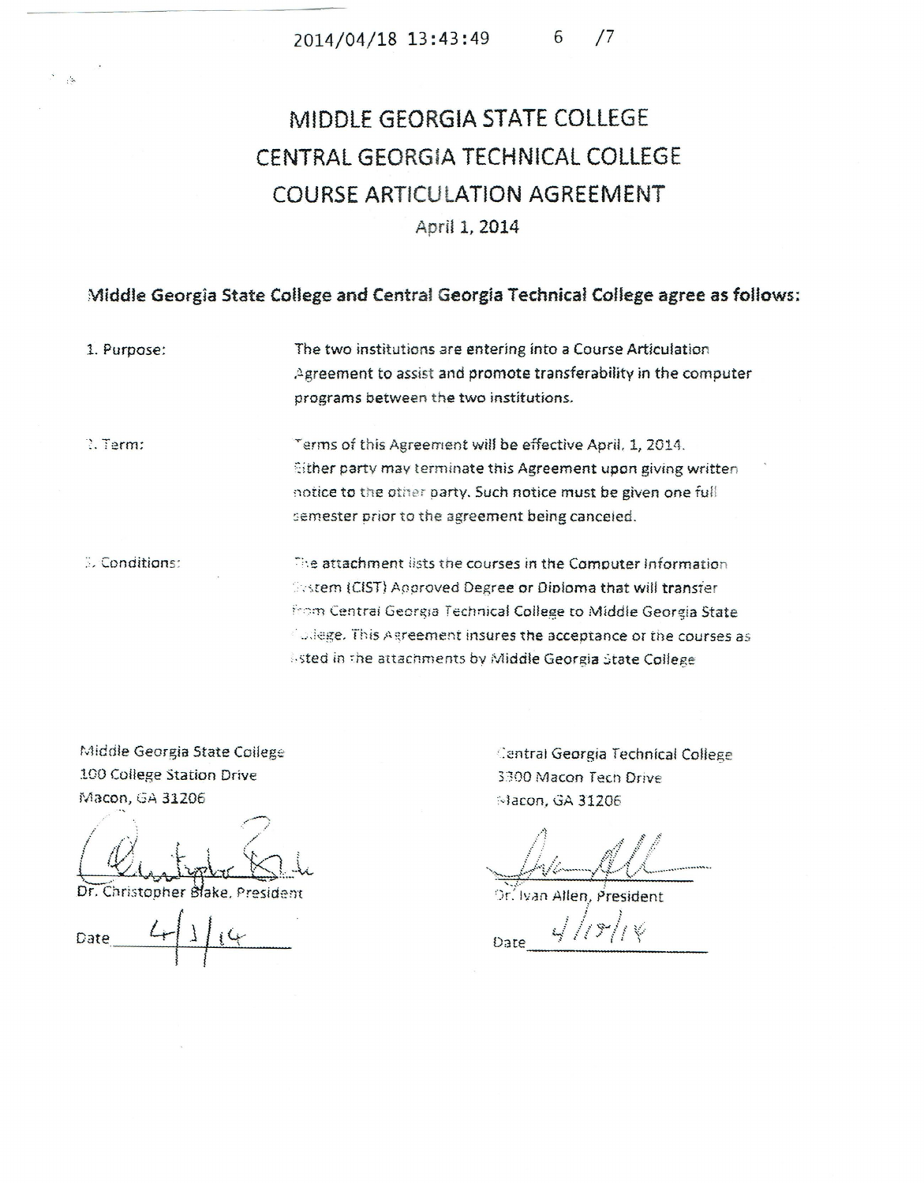# MIDDLE GEORGIA STATE COLLEGE
# CENTRAL GEORGIA TECHNICAL COLLEGE
# COURSE ARTICULATION AGREEMENT

April 1, 2014

**Middle Georgia State College and Central Georgia Technical College agree as follows:**

| | |
|---|---|
| 1. Purpose: | The two institutions are entering into a Course Articulation Agreement to assist and promote transferability in the computer programs between the two institutions. |
| 2. Term: | Terms of this Agreement will be effective April, 1, 2014. Either party may terminate this Agreement upon giving written notice to the other party. Such notice must be given one full semester prior to the agreement being canceled. |
| 3. Conditions: | The attachment lists the courses in the Computer Information System (CIST) Approved Degree or Diploma that will transfer from Central Georgia Technical College to Middle Georgia State College. This Agreement insures the acceptance of the courses as listed in the attachments by Middle Georgia State College |

Middle Georgia State College
100 College Station Drive
Macon, GA 31206

Dr. Christopher Blake, President

Date 4/1/14

Central Georgia Technical College
3300 Macon Tech Drive
Macon, GA 31206

Dr. Ivan Allen, President

Date 4/15/14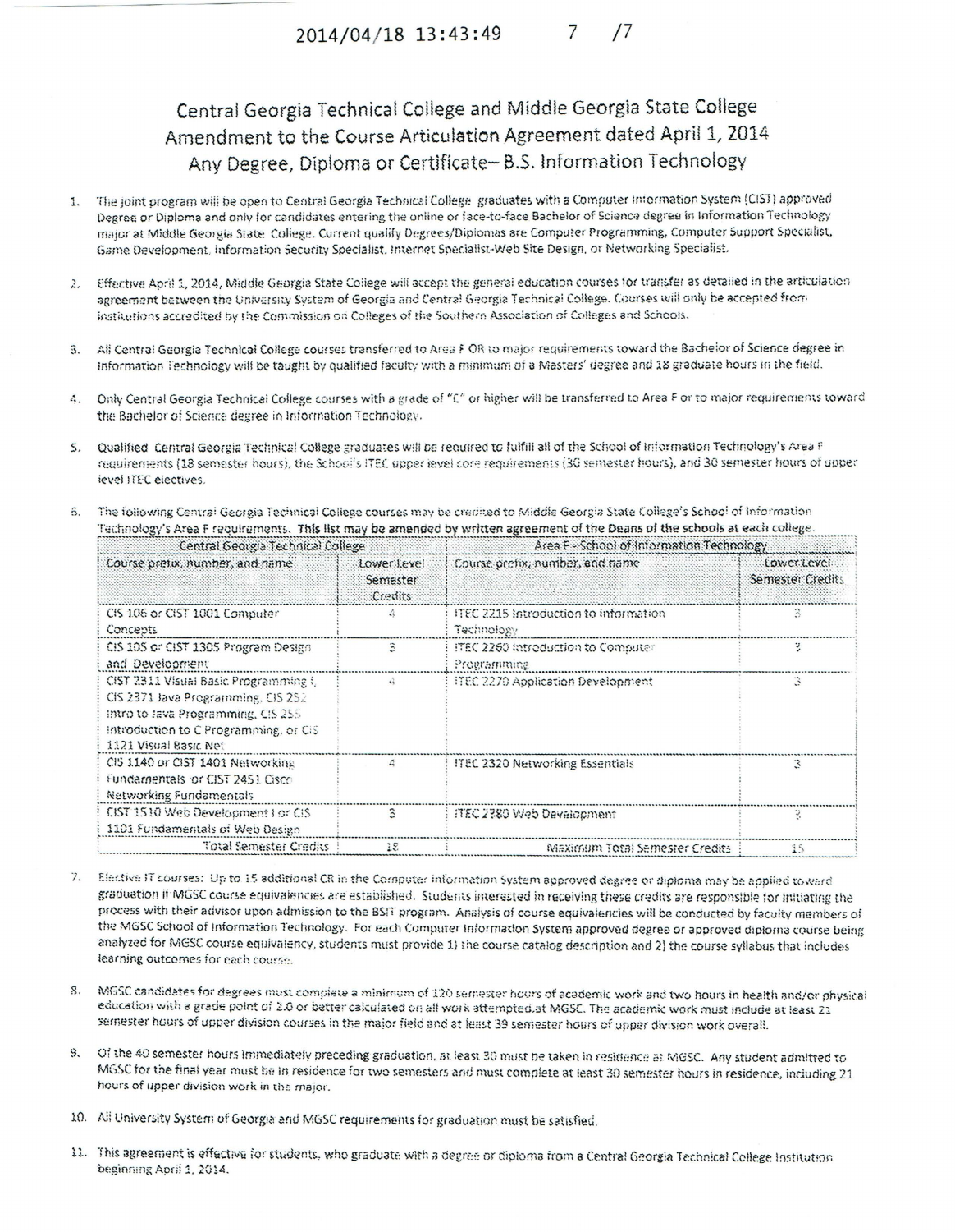# Central Georgia Technical College and Middle Georgia State College
## Amendment to the Course Articulation Agreement dated April 1, 2014
## Any Degree, Diploma or Certificate– B.S. Information Technology

1. The joint program will be open to Central Georgia Technical College graduates with a Computer Information System (CIST) approved Degree or Diploma and only for candidates entering the online or face-to-face Bachelor of Science degree in Information Technology major at Middle Georgia State College. Current qualify Degrees/Diplomas are Computer Programming, Computer Support Specialist, Game Development, Information Security Specialist, Internet Specialist-Web Site Design, or Networking Specialist.

2. Effective April 1, 2014, Middle Georgia State College will accept the general education courses for transfer as detailed in the articulation agreement between the University System of Georgia and Central Georgia Technical College. Courses will only be accepted from institutions accredited by the Commission on Colleges of the Southern Association of Colleges and Schools.

3. All Central Georgia Technical College courses transferred to Area F OR to major requirements toward the Bachelor of Science degree in Information Technology will be taught by qualified faculty with a minimum of a Masters' degree and 18 graduate hours in the field.

4. Only Central Georgia Technical College courses with a grade of "C" or higher will be transferred to Area F or to major requirements toward the Bachelor of Science degree in Information Technology.

5. Qualified Central Georgia Technical College graduates will be required to fulfill all of the School of Information Technology's Area F requirements (18 semester hours), the School's ITEC upper level core requirements (30 semester hours), and 30 semester hours of upper level ITEC electives.

6. The following Central Georgia Technical College courses may be credited to Middle Georgia State College's School of Information Technology's Area F requirements. **This list may be amended by written agreement of the Deans of the schools at each college.**

| Central Georgia Technical College | | Area F – School of Information Technology | |
|---|---|---|---|
| Course prefix, number, and name | Lower Level Semester Credits | Course prefix, number, and name | Lower Level Semester Credits |
| CIS 106 or CIST 1001 Computer Concepts | 4 | ITEC 2215 Introduction to Information Technology | 3 |
| CIS 105 or CIST 1305 Program Design and Development | 3 | ITEC 2260 Introduction to Computer Programming | 3 |
| CIST 2311 Visual Basic Programming I, CIS 2371 Java Programming, CIS 252 Intro to Java Programming, CIS 255 Introduction to C Programming, or CIS 1121 Visual Basic Net | 4 | ITEC 2270 Application Development | 3 |
| CIS 1140 or CIST 1401 Networking Fundamentals or CIST 2451 Cisco Networking Fundamentals | 4 | ITEC 2320 Networking Essentials | 3 |
| CIST 1510 Web Development I or CIS 1101 Fundamentals of Web Design | 3 | ITEC 2380 Web Development | 3 |
| Total Semester Credits | 18 | Maximum Total Semester Credits | 15 |

7. Elective IT courses: Up to 15 additional CR in the Computer Information System approved degree or diploma may be applied toward graduation if MGSC course equivalencies are established. Students interested in receiving these credits are responsible for initiating the process with their advisor upon admission to the BSIT program. Analysis of course equivalencies will be conducted by faculty members of the MGSC School of Information Technology. For each Computer Information System approved degree or approved diploma course being analyzed for MGSC course equivalency, students must provide 1) the course catalog description and 2) the course syllabus that includes learning outcomes for each course.

8. MGSC candidates for degrees must complete a minimum of 120 semester hours of academic work and two hours in health and/or physical education with a grade point of 2.0 or better calculated on all work attempted at MGSC. The academic work must include at least 21 semester hours of upper division courses in the major field and at least 39 semester hours of upper division work overall.

9. Of the 40 semester hours immediately preceding graduation, at least 30 must be taken in residence at MGSC. Any student admitted to MGSC for the final year must be in residence for two semesters and must complete at least 30 semester hours in residence, including 21 hours of upper division work in the major.

10. All University System of Georgia and MGSC requirements for graduation must be satisfied.

11. This agreement is effective for students, who graduate with a degree or diploma from a Central Georgia Technical College Institution beginning April 1, 2014.